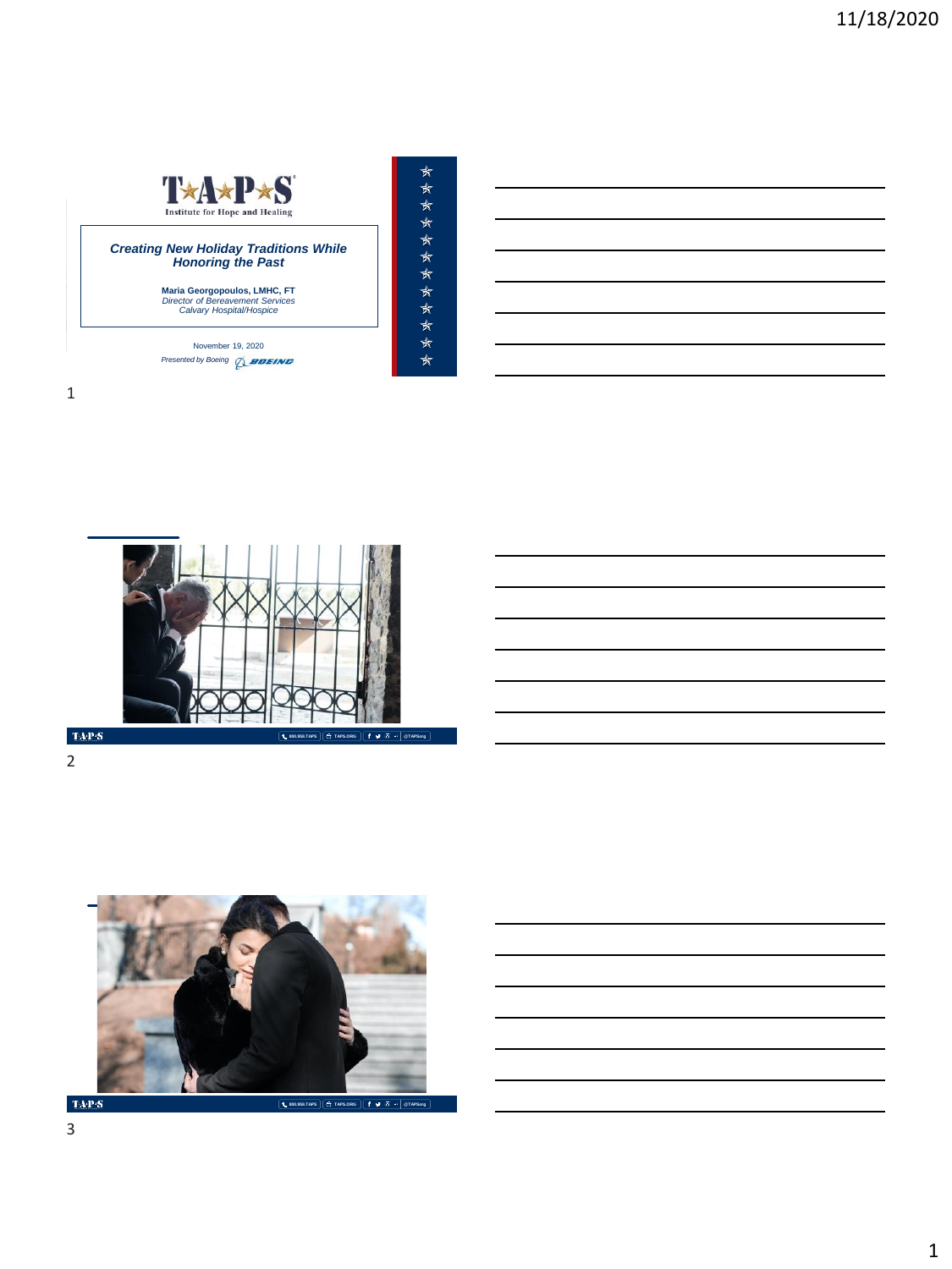T★A★P★S
Institute for Hope and Healing

***Creating New Holiday Traditions While Honoring the Past***

**Maria Georgopoulos, LMHC, FT**
*Director of Bereavement Services*
*Calvary Hospital/Hospice*

November 19, 2020
*Presented by Boeing* BOEING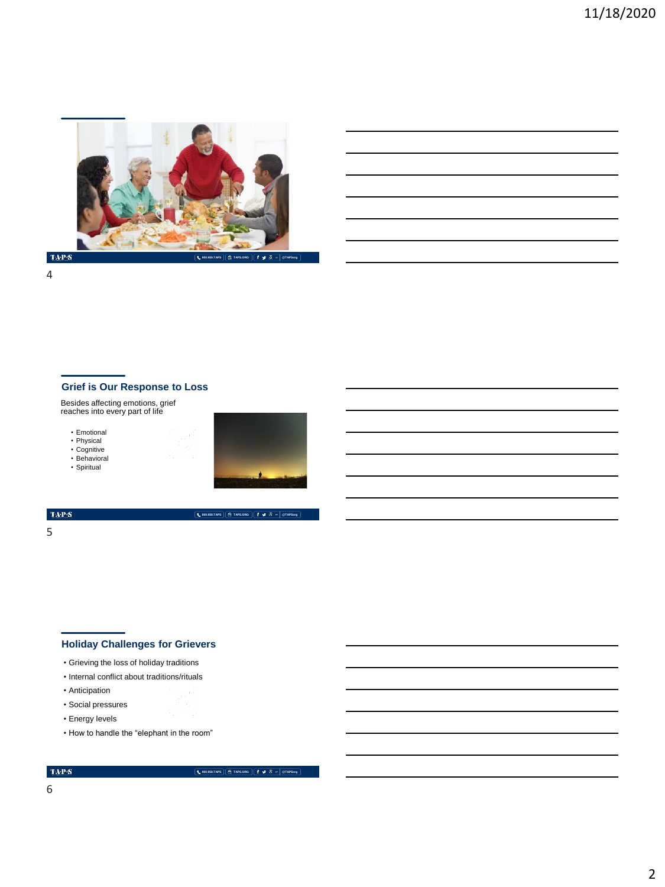## Grief is Our Response to Loss

Besides affecting emotions, grief reaches into every part of life

- Emotional
- Physical
- Cognitive
- Behavioral
- Spiritual

## Holiday Challenges for Grievers

- Grieving the loss of holiday traditions
- Internal conflict about traditions/rituals
- Anticipation
- Social pressures
- Energy levels
- How to handle the "elephant in the room"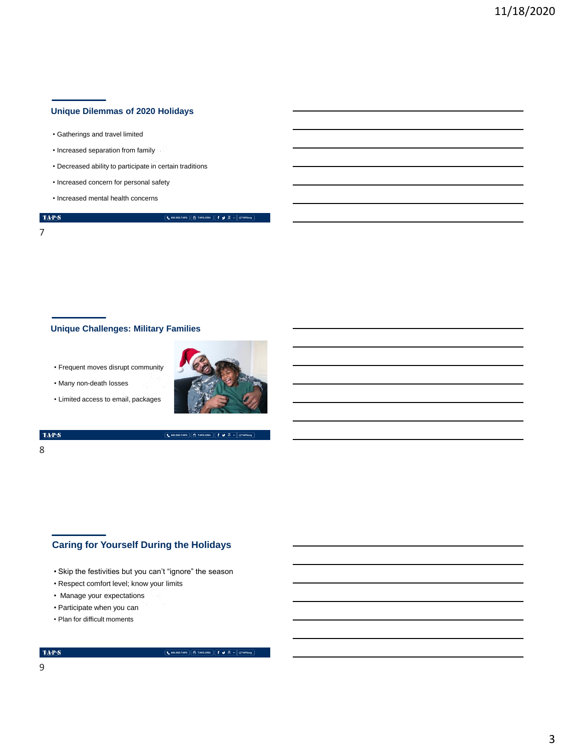## Unique Dilemmas of 2020 Holidays

- Gatherings and travel limited
- Increased separation from family
- Decreased ability to participate in certain traditions
- Increased concern for personal safety
- Increased mental health concerns

## Unique Challenges: Military Families

- Frequent moves disrupt community
- Many non-death losses
- Limited access to email, packages

## Caring for Yourself During the Holidays

- Skip the festivities but you can't "ignore" the season
- Respect comfort level; know your limits
- Manage your expectations
- Participate when you can
- Plan for difficult moments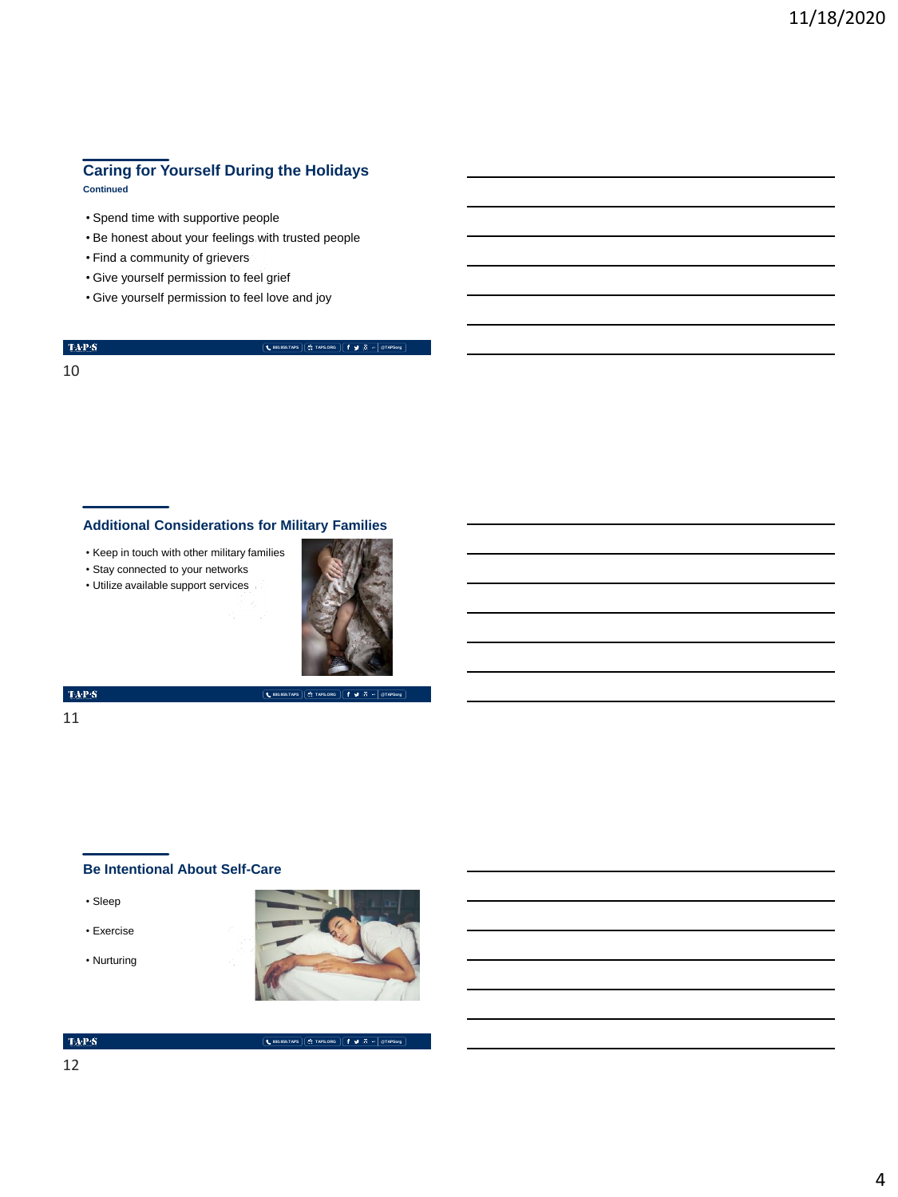## Caring for Yourself During the Holidays

**Continued**

- Spend time with supportive people
- Be honest about your feelings with trusted people
- Find a community of grievers
- Give yourself permission to feel grief
- Give yourself permission to feel love and joy

## Additional Considerations for Military Families

- Keep in touch with other military families
- Stay connected to your networks
- Utilize available support services

## Be Intentional About Self-Care

- Sleep
- Exercise
- Nurturing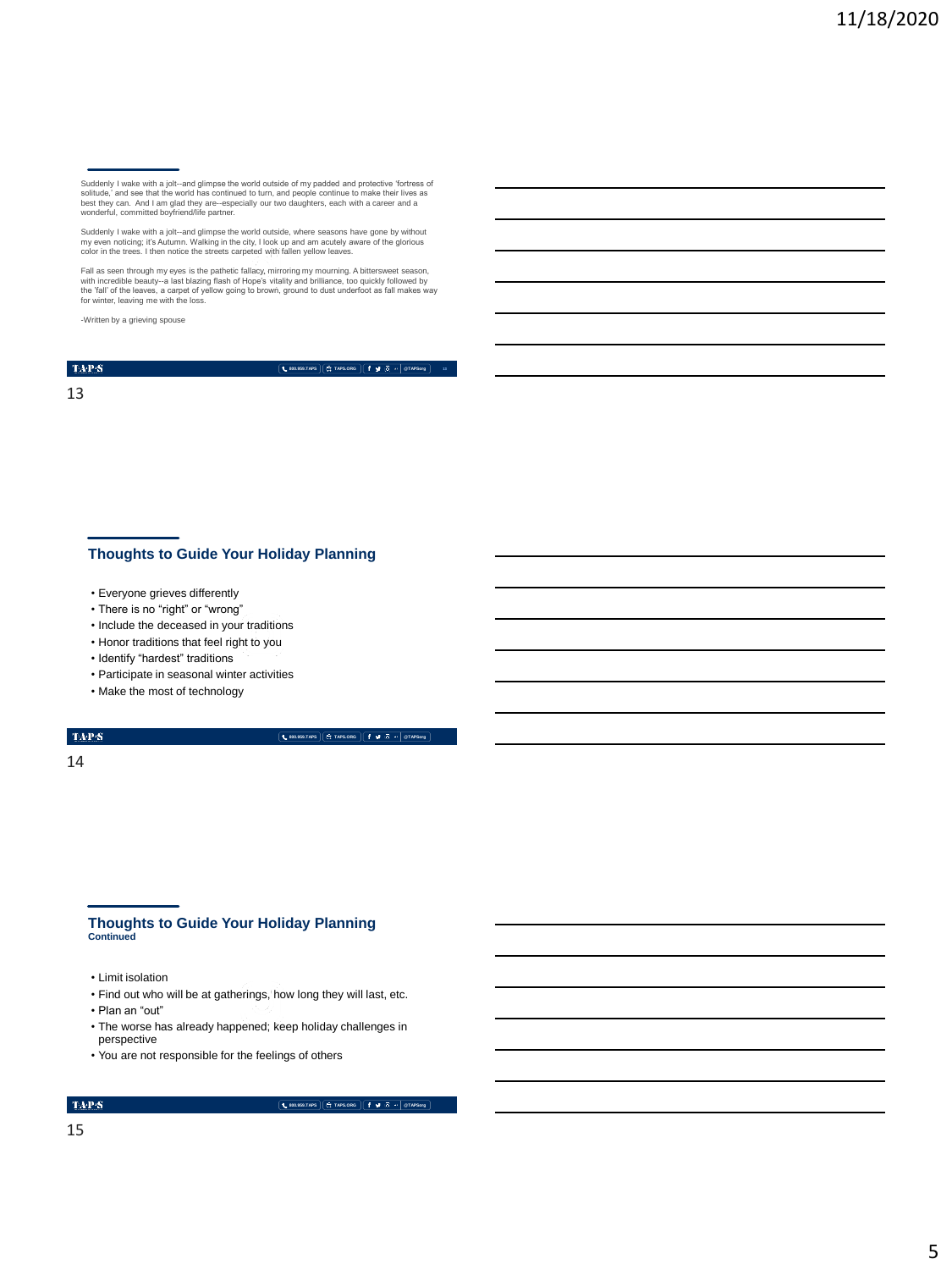Suddenly I wake with a jolt--and glimpse the world outside of my padded and protective 'fortress of solitude,' and see that the world has continued to turn, and people continue to make their lives as best they can. And I am glad they are--especially our two daughters, each with a career and a wonderful, committed boyfriend/life partner.

Suddenly I wake with a jolt--and glimpse the world outside, where seasons have gone by without my even noticing; it's Autumn. Walking in the city, I look up and am acutely aware of the glorious color in the trees. I then notice the streets carpeted with fallen yellow leaves.

Fall as seen through my eyes is the pathetic fallacy, mirroring my mourning. A bittersweet season, with incredible beauty--a last blazing flash of Hope's vitality and brilliance, too quickly followed by the 'fall' of the leaves, a carpet of yellow going to brown, ground to dust underfoot as fall makes way for winter, leaving me with the loss.

-Written by a grieving spouse

## Thoughts to Guide Your Holiday Planning

- Everyone grieves differently
- There is no "right" or "wrong"
- Include the deceased in your traditions
- Honor traditions that feel right to you
- Identify "hardest" traditions
- Participate in seasonal winter activities
- Make the most of technology

## Thoughts to Guide Your Holiday Planning
**Continued**

- Limit isolation
- Find out who will be at gatherings, how long they will last, etc.
- Plan an "out"
- The worse has already happened; keep holiday challenges in perspective
- You are not responsible for the feelings of others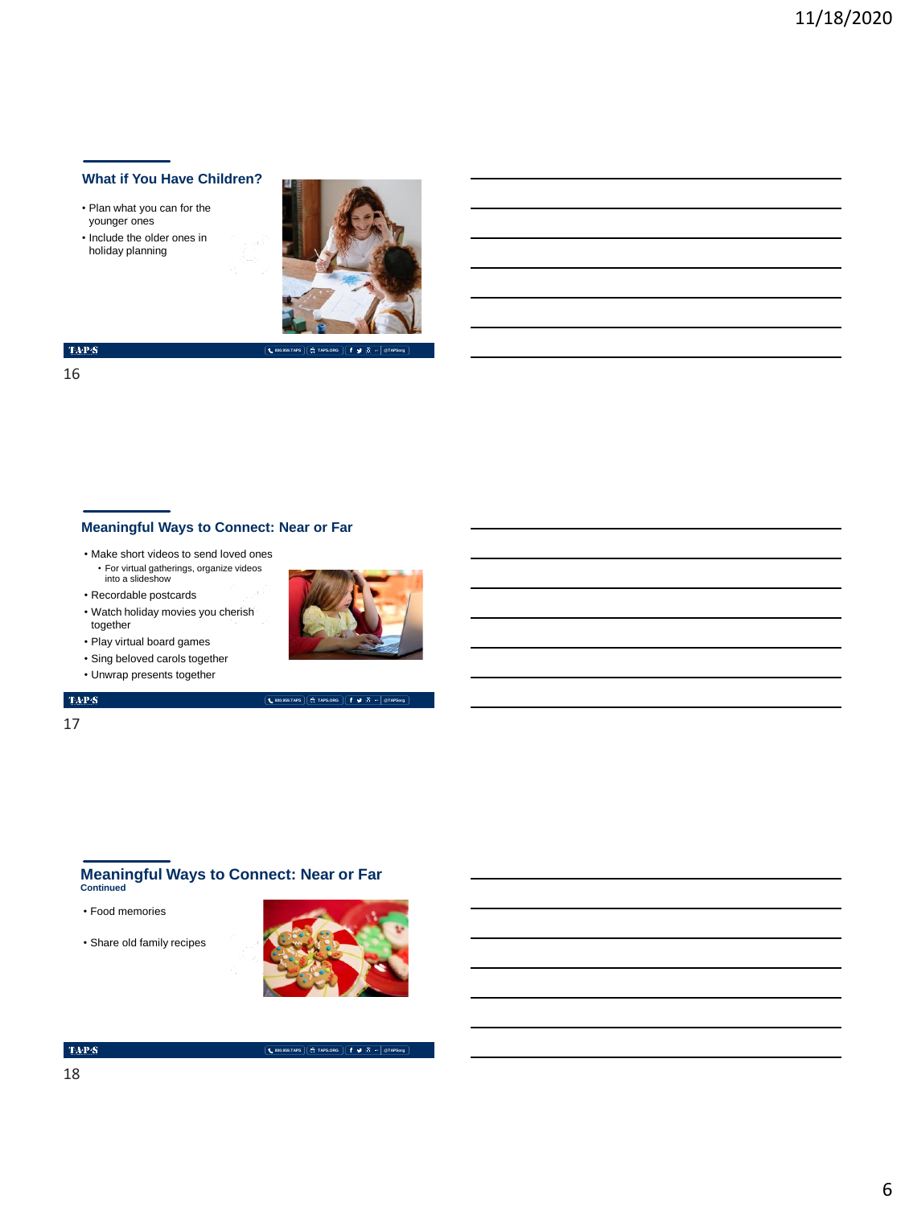## What if You Have Children?

- Plan what you can for the younger ones
- Include the older ones in holiday planning

## Meaningful Ways to Connect: Near or Far

- Make short videos to send loved ones
  - For virtual gatherings, organize videos into a slideshow
- Recordable postcards
- Watch holiday movies you cherish together
- Play virtual board games
- Sing beloved carols together
- Unwrap presents together

## Meaningful Ways to Connect: Near or Far

**Continued**

- Food memories
- Share old family recipes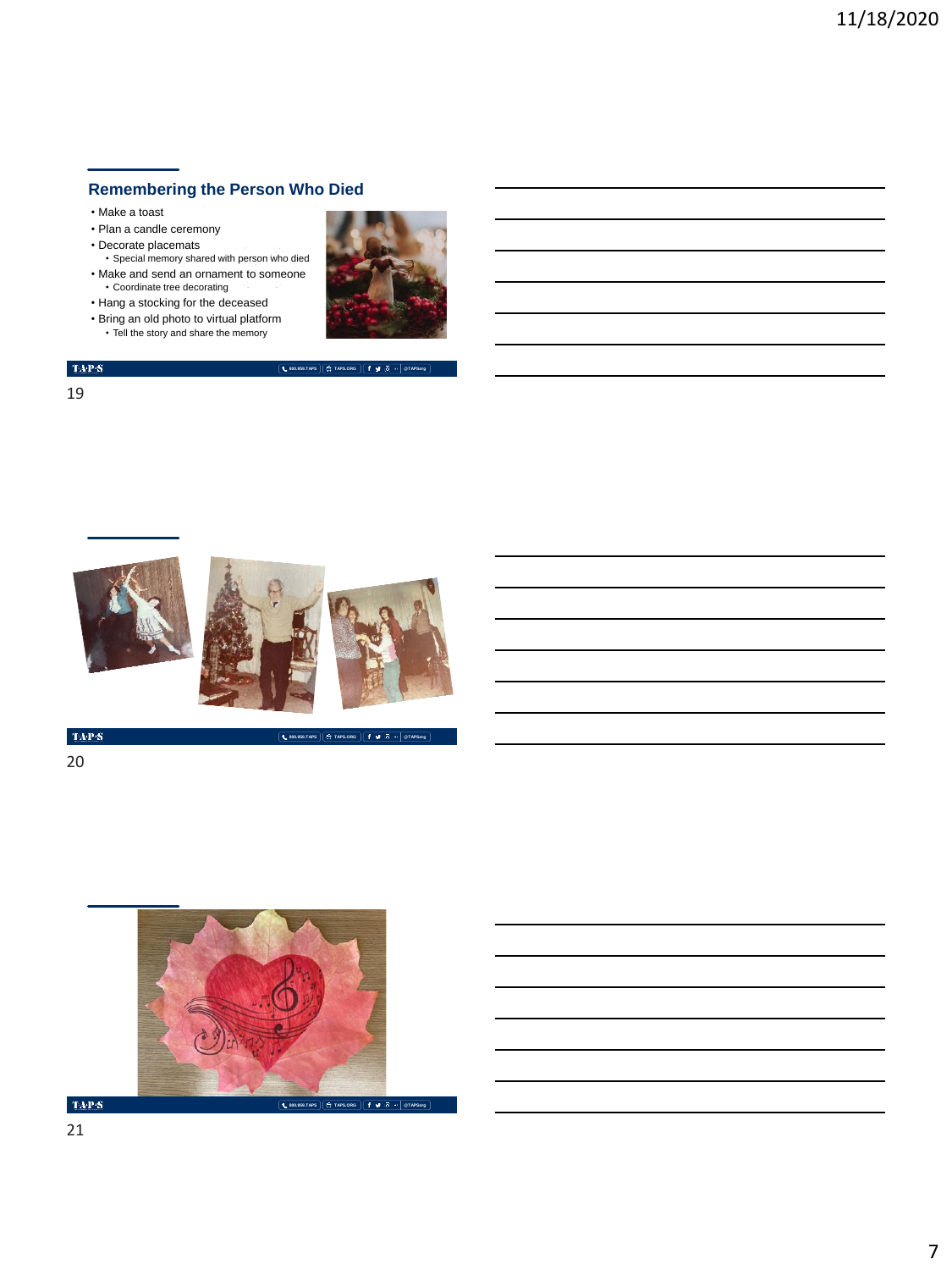## Remembering the Person Who Died

- Make a toast
- Plan a candle ceremony
- Decorate placemats
  - Special memory shared with person who died
- Make and send an ornament to someone
  - Coordinate tree decorating
- Hang a stocking for the deceased
- Bring an old photo to virtual platform
  - Tell the story and share the memory

19

20

21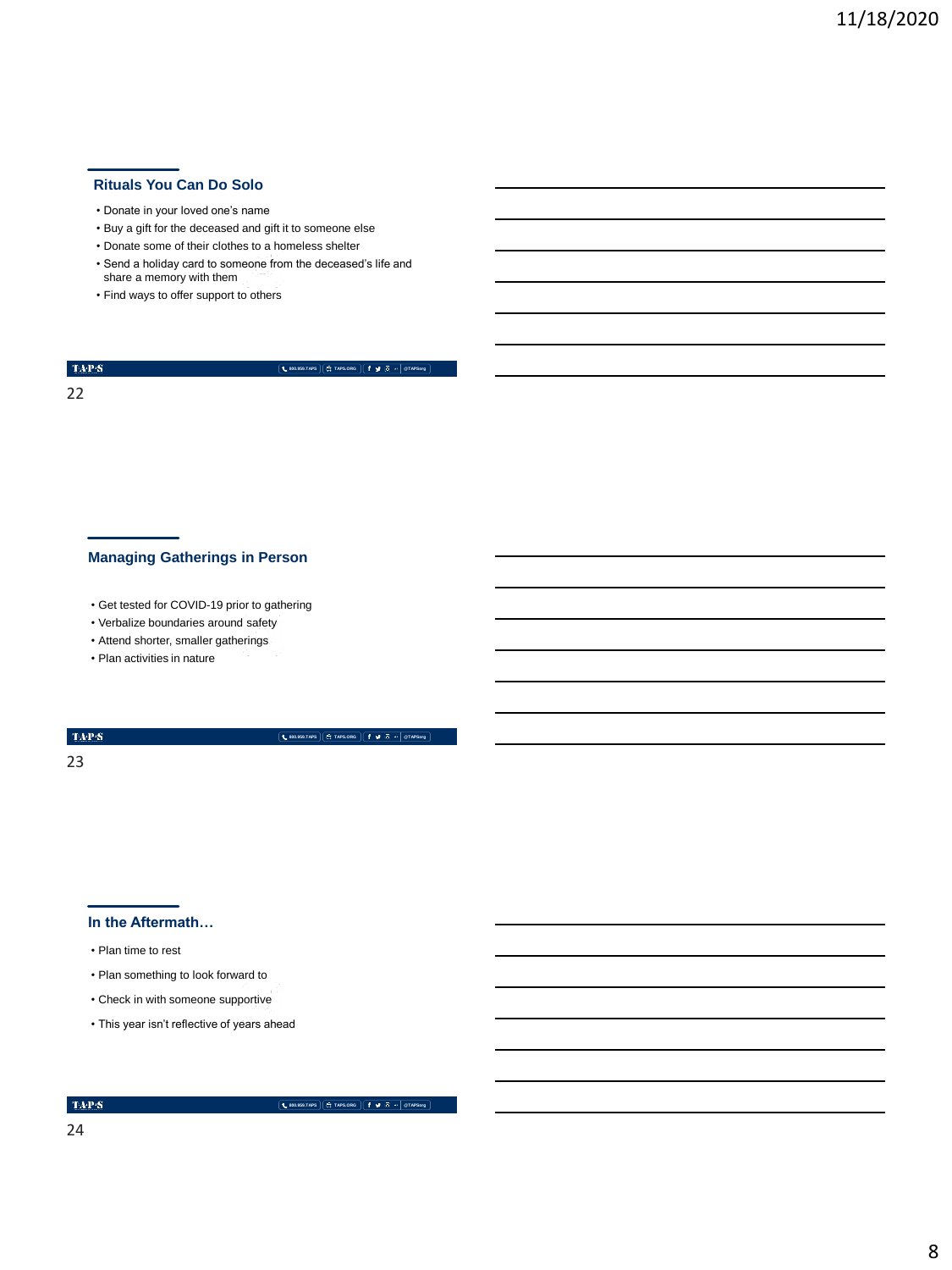## Rituals You Can Do Solo

- Donate in your loved one's name
- Buy a gift for the deceased and gift it to someone else
- Donate some of their clothes to a homeless shelter
- Send a holiday card to someone from the deceased's life and share a memory with them
- Find ways to offer support to others

## Managing Gatherings in Person

- Get tested for COVID-19 prior to gathering
- Verbalize boundaries around safety
- Attend shorter, smaller gatherings
- Plan activities in nature

## In the Aftermath…

- Plan time to rest
- Plan something to look forward to
- Check in with someone supportive
- This year isn't reflective of years ahead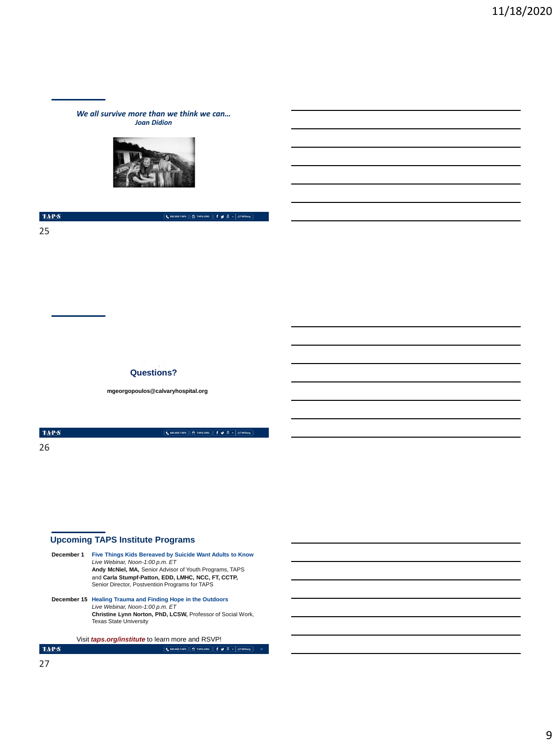*We all survive more than we think we can…*
***Joan Didion***

**Questions?**

**mgeorgopoulos@calvaryhospital.org**

## Upcoming TAPS Institute Programs

**December 1** **Five Things Kids Bereaved by Suicide Want Adults to Know**
*Live Webinar, Noon-1:00 p.m. ET*
**Andy McNiel, MA,** Senior Advisor of Youth Programs, TAPS and **Carla Stumpf-Patton, EDD, LMHC, NCC, FT, CCTP,** Senior Director, Postvention Programs for TAPS

**December 15** **Healing Trauma and Finding Hope in the Outdoors**
*Live Webinar, Noon-1:00 p.m. ET*
**Christine Lynn Norton, PhD, LCSW,** Professor of Social Work, Texas State University

Visit ***taps.org/institute*** to learn more and RSVP!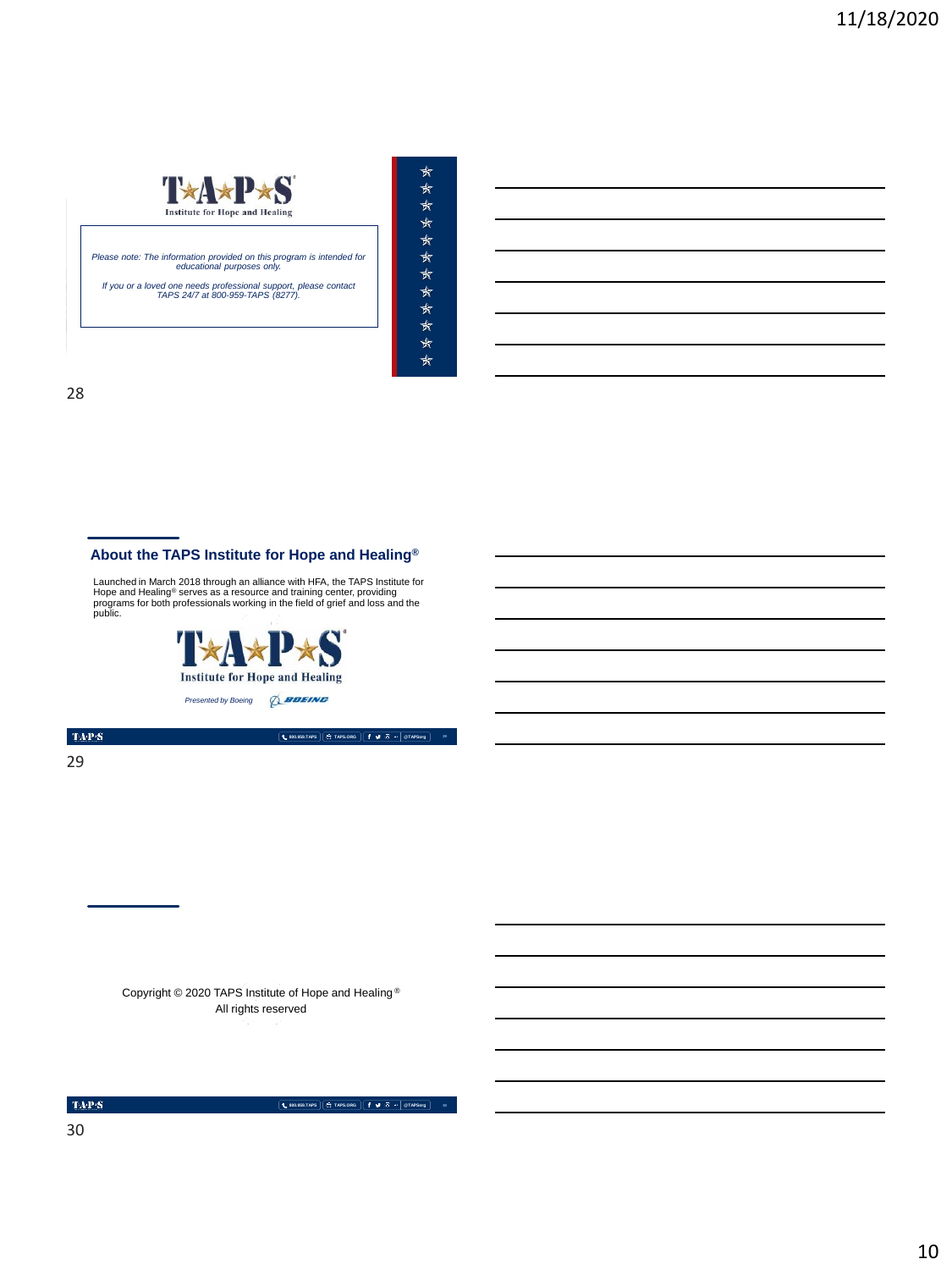**TAPS Institute for Hope and Healing**

*Please note: The information provided on this program is intended for educational purposes only.*

*If you or a loved one needs professional support, please contact TAPS 24/7 at 800-959-TAPS (8277).*

## About the TAPS Institute for Hope and Healing®

Launched in March 2018 through an alliance with HFA, the TAPS Institute for Hope and Healing® serves as a resource and training center, providing programs for both professionals working in the field of grief and loss and the public.

**TAPS Institute for Hope and Healing**

*Presented by Boeing*

Copyright © 2020 TAPS Institute of Hope and Healing®
All rights reserved